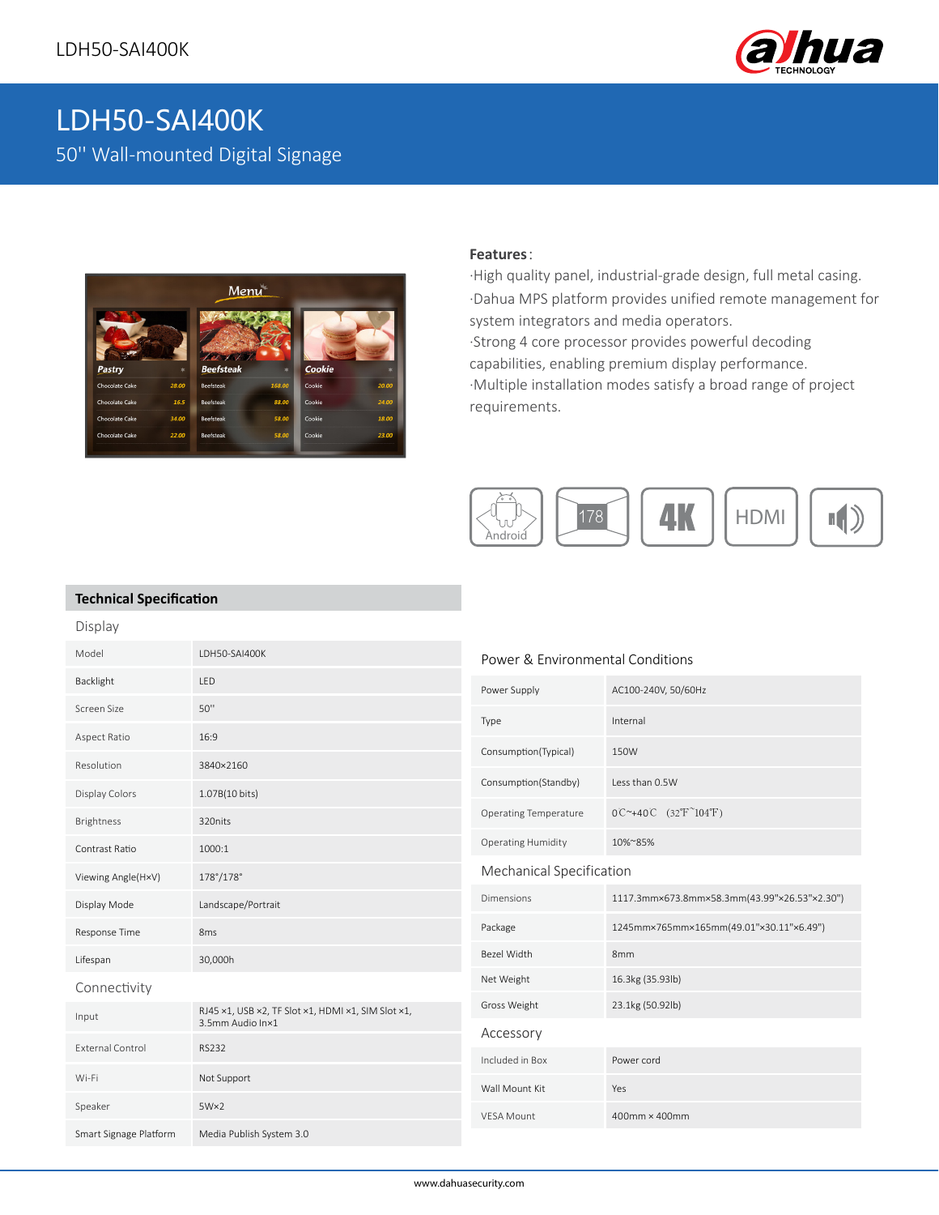# LDH50-SAI400K

## 50'' Wall-mounted Digital Signage

**Features**:

·High quality panel, industrial-grade design, full metal casing.

·Dahua MPS platform provides unified remote management for system integrators and media operators.

·Strong 4 core processor provides powerful decoding capabilities, enabling premium display performance.

·Multiple installation modes satisfy a broad range of project requirements.

Android | 178 | 4K | HDMI

## Technical Specification

### Display

| | |
|---|---|
| Model | LDH50-SAI400K |
| Backlight | LED |
| Screen Size | 50'' |
| Aspect Ratio | 16:9 |
| Resolution | 3840×2160 |
| Display Colors | 1.07B(10 bits) |
| Brightness | 320nits |
| Contrast Ratio | 1000:1 |
| Viewing Angle(H×V) | 178°/178° |
| Display Mode | Landscape/Portrait |
| Response Time | 8ms |
| Lifespan | 30,000h |

### Connectivity

| | |
|---|---|
| Input | RJ45 ×1, USB ×2, TF Slot ×1, HDMI ×1, SIM Slot ×1, 3.5mm Audio In×1 |
| External Control | RS232 |
| Wi-Fi | Not Support |
| Speaker | 5W×2 |
| Smart Signage Platform | Media Publish System 3.0 |

### Power & Environmental Conditions

| | |
|---|---|
| Power Supply | AC100-240V, 50/60Hz |
| Type | Internal |
| Consumption(Typical) | 150W |
| Consumption(Standby) | Less than 0.5W |
| Operating Temperature | 0℃~+40℃ (32℉~104℉) |
| Operating Humidity | 10%~85% |

### Mechanical Specification

| | |
|---|---|
| Dimensions | 1117.3mm×673.8mm×58.3mm(43.99"×26.53"×2.30") |
| Package | 1245mm×765mm×165mm(49.01"×30.11"×6.49") |
| Bezel Width | 8mm |
| Net Weight | 16.3kg (35.93lb) |
| Gross Weight | 23.1kg (50.92lb) |

### Accessory

| | |
|---|---|
| Included in Box | Power cord |
| Wall Mount Kit | Yes |
| VESA Mount | 400mm × 400mm |

www.dahuasecurity.com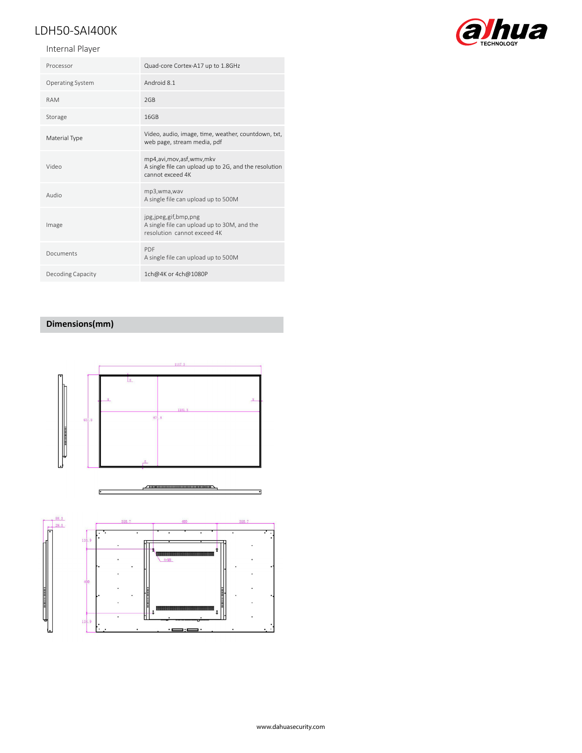# LDH50-SAI400K

## Internal Player

| | |
|---|---|
| Processor | Quad-core Cortex-A17 up to 1.8GHz |
| Operating System | Android 8.1 |
| RAM | 2GB |
| Storage | 16GB |
| Material Type | Video, audio, image, time, weather, countdown, txt, web page, stream media, pdf |
| Video | mp4,avi,mov,asf,wmv,mkv<br>A single file can upload up to 2G, and the resolution cannot exceed 4K |
| Audio | mp3,wma,wav<br>A single file can upload up to 500M |
| Image | jpg,jpeg,gif,bmp,png<br>A single file can upload up to 30M, and the resolution cannot exceed 4K |
| Documents | PDF<br>A single file can upload up to 500M |
| Decoding Capacity | 1ch@4K or 4ch@1080P |

## Dimensions(mm)

1117.3

1101.3

637.8

621.8

8

58.3

29.8

358.7

400

358.7

118.9

400

118.9

4-M8

www.dahuasecurity.com